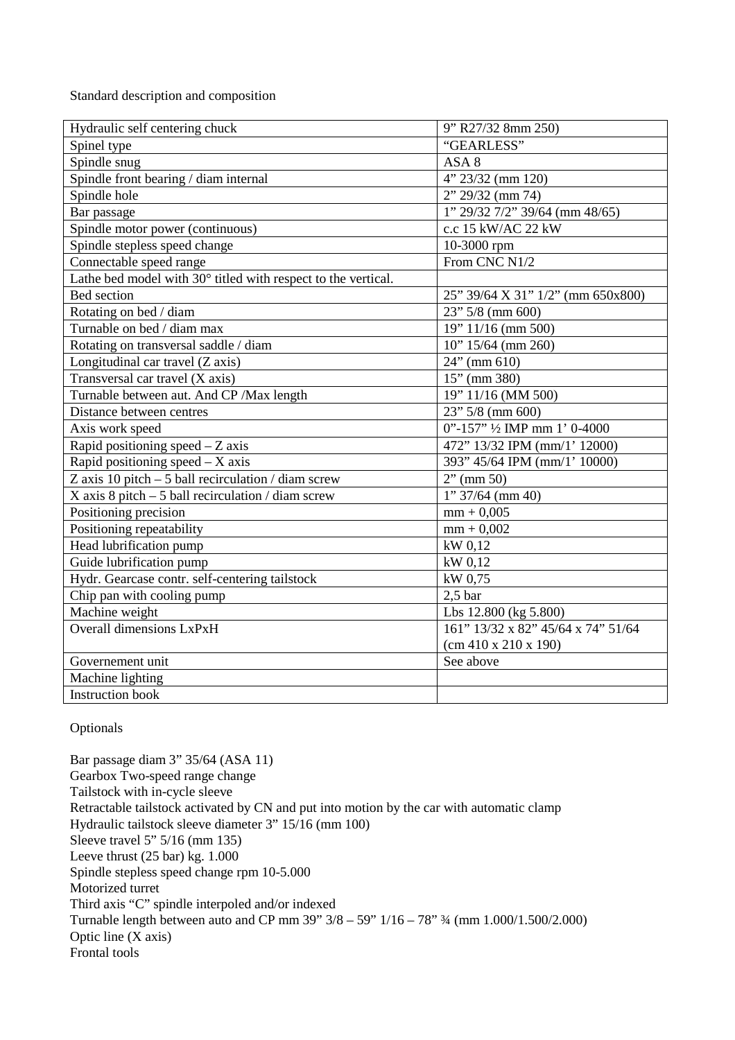Standard description and composition

| Hydraulic self centering chuck | 9" R27/32 8mm 250) |
|---|---|
| Spinel type | "GEARLESS" |
| Spindle snug | ASA 8 |
| Spindle front bearing / diam internal | 4" 23/32 (mm 120) |
| Spindle hole | 2" 29/32 (mm 74) |
| Bar passage | 1" 29/32 7/2" 39/64 (mm 48/65) |
| Spindle motor power (continuous) | c.c 15 kW/AC 22 kW |
| Spindle stepless speed change | 10-3000 rpm |
| Connectable speed range | From CNC N1/2 |
| Lathe bed model with 30° titled with respect to the vertical. | |
| Bed section | 25" 39/64 X 31" 1/2" (mm 650x800) |
| Rotating on bed / diam | 23" 5/8 (mm 600) |
| Turnable on bed / diam max | 19" 11/16 (mm 500) |
| Rotating on transversal saddle / diam | 10" 15/64 (mm 260) |
| Longitudinal car travel (Z axis) | 24" (mm 610) |
| Transversal car travel (X axis) | 15" (mm 380) |
| Turnable between aut. And CP /Max length | 19" 11/16 (MM 500) |
| Distance between centres | 23" 5/8 (mm 600) |
| Axis work speed | 0"-157" ½ IMP mm 1' 0-4000 |
| Rapid positioning speed – Z axis | 472" 13/32 IPM (mm/1' 12000) |
| Rapid positioning speed – X axis | 393" 45/64 IPM (mm/1' 10000) |
| Z axis 10 pitch – 5 ball recirculation / diam screw | 2" (mm 50) |
| X axis 8 pitch – 5 ball recirculation / diam screw | 1" 37/64 (mm 40) |
| Positioning precision | mm + 0,005 |
| Positioning repeatability | mm + 0,002 |
| Head lubrification pump | kW 0,12 |
| Guide lubrification pump | kW 0,12 |
| Hydr. Gearcase contr. self-centering tailstock | kW 0,75 |
| Chip pan with cooling pump | 2,5 bar |
| Machine weight | Lbs 12.800 (kg 5.800) |
| Overall dimensions LxPxH | 161" 13/32 x 82" 45/64 x 74" 51/64 (cm 410 x 210 x 190) |
| Governement unit | See above |
| Machine lighting | |
| Instruction book | |

Optionals

Bar passage diam 3" 35/64 (ASA 11)
Gearbox Two-speed range change
Tailstock with in-cycle sleeve
Retractable tailstock activated by CN and put into motion by the car with automatic clamp
Hydraulic tailstock sleeve diameter 3" 15/16 (mm 100)
Sleeve travel 5" 5/16 (mm 135)
Leeve thrust (25 bar) kg. 1.000
Spindle stepless speed change rpm 10-5.000
Motorized turret
Third axis "C" spindle interpoled and/or indexed
Turnable length between auto and CP mm 39" 3/8 – 59" 1/16 – 78" ¾ (mm 1.000/1.500/2.000)
Optic line (X axis)
Frontal tools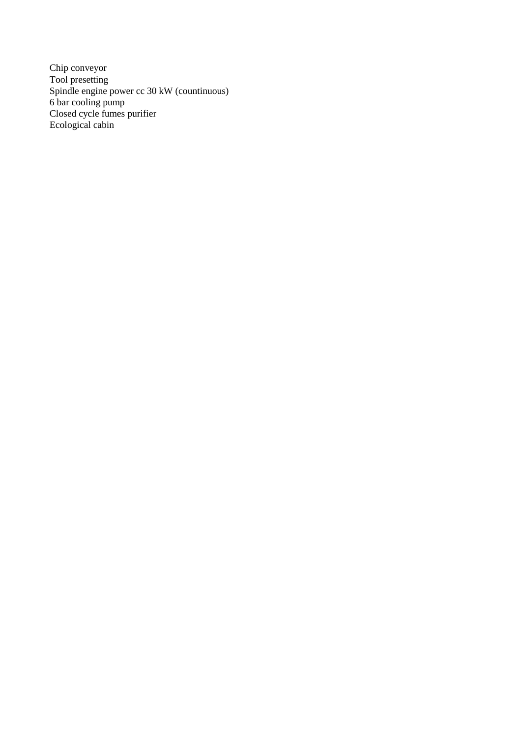Chip conveyor
Tool presetting
Spindle engine power cc 30 kW (countinuous)
6 bar cooling pump
Closed cycle fumes purifier
Ecological cabin